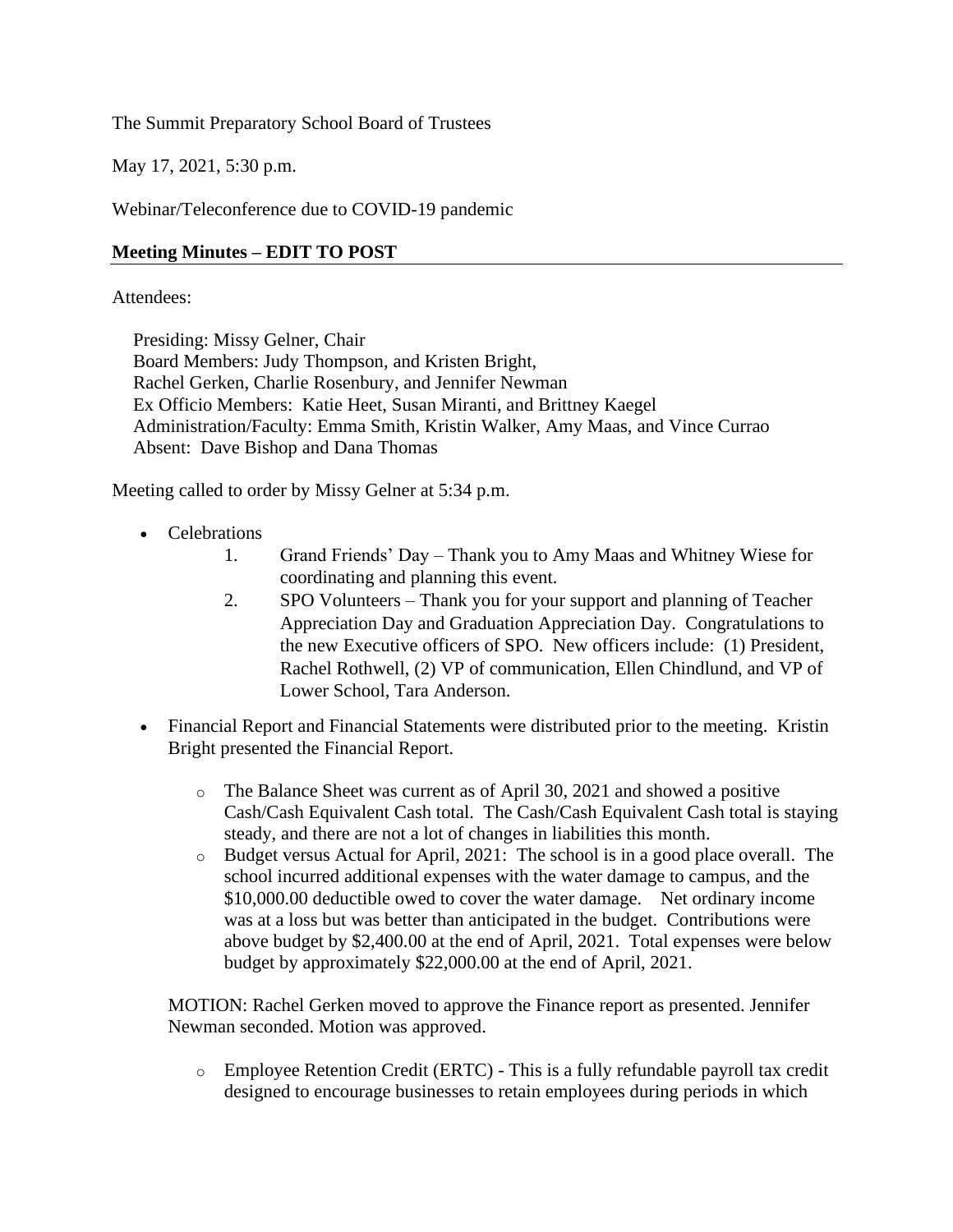The Summit Preparatory School Board of Trustees

May 17, 2021, 5:30 p.m.

Webinar/Teleconference due to COVID-19 pandemic

## Meeting Minutes – EDIT TO POST

Attendees:

Presiding: Missy Gelner, Chair
Board Members: Judy Thompson, and Kristen Bright,
Rachel Gerken, Charlie Rosenbury, and Jennifer Newman
Ex Officio Members: Katie Heet, Susan Miranti, and Brittney Kaegel
Administration/Faculty: Emma Smith, Kristin Walker, Amy Maas, and Vince Currao
Absent: Dave Bishop and Dana Thomas

Meeting called to order by Missy Gelner at 5:34 p.m.

- Celebrations
    1. Grand Friends' Day – Thank you to Amy Maas and Whitney Wiese for coordinating and planning this event.
    2. SPO Volunteers – Thank you for your support and planning of Teacher Appreciation Day and Graduation Appreciation Day. Congratulations to the new Executive officers of SPO. New officers include: (1) President, Rachel Rothwell, (2) VP of communication, Ellen Chindlund, and VP of Lower School, Tara Anderson.
- Financial Report and Financial Statements were distributed prior to the meeting. Kristin Bright presented the Financial Report.
    - The Balance Sheet was current as of April 30, 2021 and showed a positive Cash/Cash Equivalent Cash total. The Cash/Cash Equivalent Cash total is staying steady, and there are not a lot of changes in liabilities this month.
    - Budget versus Actual for April, 2021: The school is in a good place overall. The school incurred additional expenses with the water damage to campus, and the $10,000.00 deductible owed to cover the water damage. Net ordinary income was at a loss but was better than anticipated in the budget. Contributions were above budget by $2,400.00 at the end of April, 2021. Total expenses were below budget by approximately $22,000.00 at the end of April, 2021.

  MOTION: Rachel Gerken moved to approve the Finance report as presented. Jennifer Newman seconded. Motion was approved.

    - Employee Retention Credit (ERTC) - This is a fully refundable payroll tax credit designed to encourage businesses to retain employees during periods in which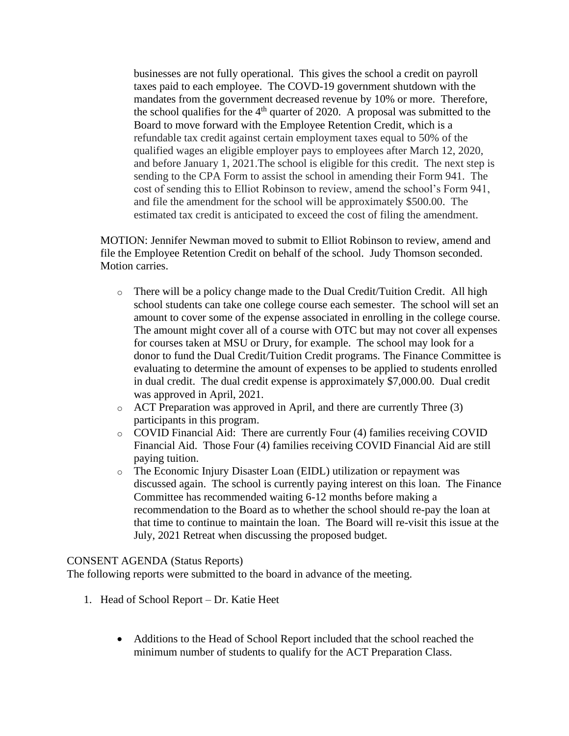businesses are not fully operational. This gives the school a credit on payroll taxes paid to each employee. The COVD-19 government shutdown with the mandates from the government decreased revenue by 10% or more. Therefore, the school qualifies for the 4th quarter of 2020. A proposal was submitted to the Board to move forward with the Employee Retention Credit, which is a refundable tax credit against certain employment taxes equal to 50% of the qualified wages an eligible employer pays to employees after March 12, 2020, and before January 1, 2021.The school is eligible for this credit. The next step is sending to the CPA Form to assist the school in amending their Form 941. The cost of sending this to Elliot Robinson to review, amend the school's Form 941, and file the amendment for the school will be approximately $500.00. The estimated tax credit is anticipated to exceed the cost of filing the amendment.

MOTION: Jennifer Newman moved to submit to Elliot Robinson to review, amend and file the Employee Retention Credit on behalf of the school. Judy Thomson seconded. Motion carries.

- There will be a policy change made to the Dual Credit/Tuition Credit. All high school students can take one college course each semester. The school will set an amount to cover some of the expense associated in enrolling in the college course. The amount might cover all of a course with OTC but may not cover all expenses for courses taken at MSU or Drury, for example. The school may look for a donor to fund the Dual Credit/Tuition Credit programs. The Finance Committee is evaluating to determine the amount of expenses to be applied to students enrolled in dual credit. The dual credit expense is approximately $7,000.00. Dual credit was approved in April, 2021.
- ACT Preparation was approved in April, and there are currently Three (3) participants in this program.
- COVID Financial Aid: There are currently Four (4) families receiving COVID Financial Aid. Those Four (4) families receiving COVID Financial Aid are still paying tuition.
- The Economic Injury Disaster Loan (EIDL) utilization or repayment was discussed again. The school is currently paying interest on this loan. The Finance Committee has recommended waiting 6-12 months before making a recommendation to the Board as to whether the school should re-pay the loan at that time to continue to maintain the loan. The Board will re-visit this issue at the July, 2021 Retreat when discussing the proposed budget.

CONSENT AGENDA (Status Reports)
The following reports were submitted to the board in advance of the meeting.

1. Head of School Report – Dr. Katie Heet

   - Additions to the Head of School Report included that the school reached the minimum number of students to qualify for the ACT Preparation Class.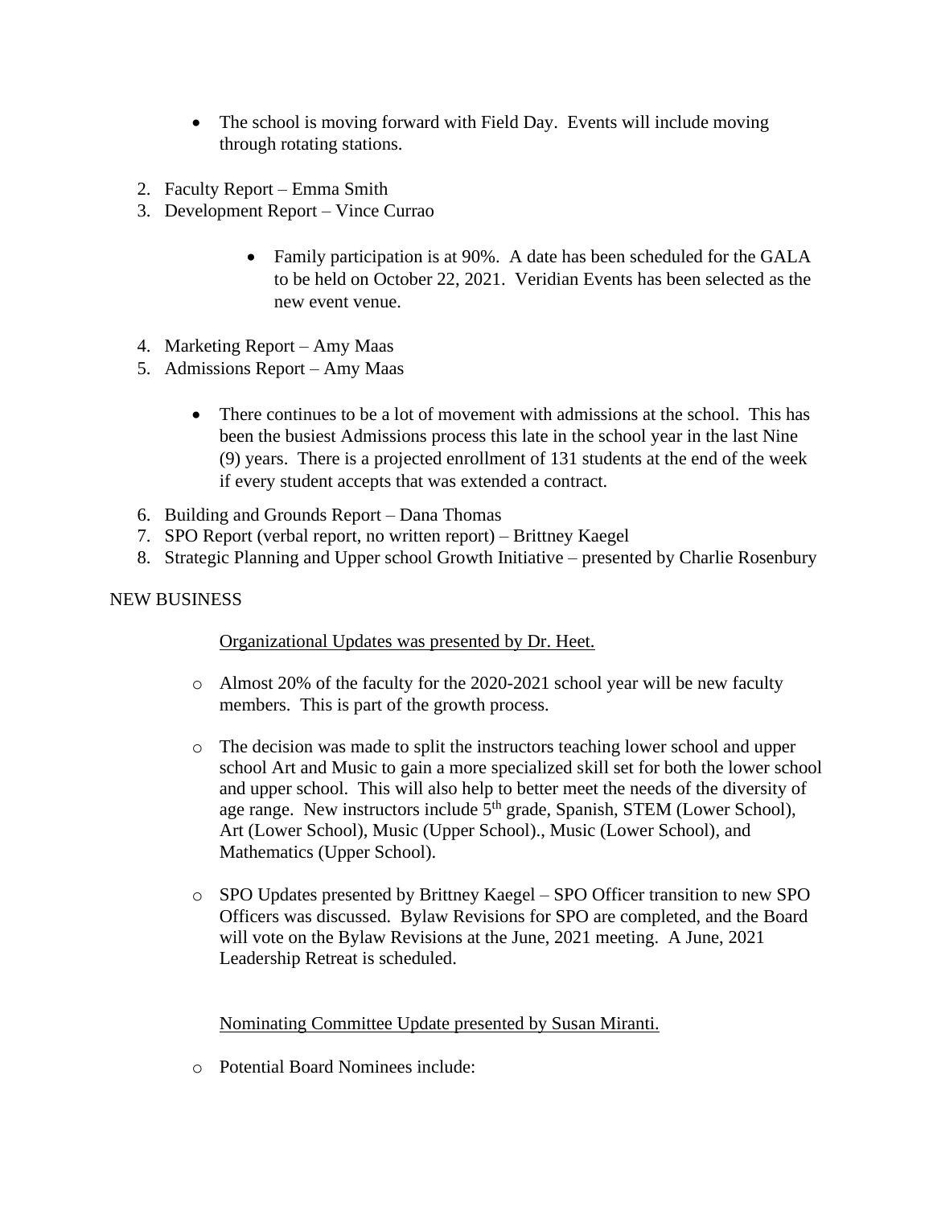- The school is moving forward with Field Day. Events will include moving through rotating stations.

2. Faculty Report – Emma Smith
3. Development Report – Vince Currao

    - Family participation is at 90%. A date has been scheduled for the GALA to be held on October 22, 2021. Veridian Events has been selected as the new event venue.

4. Marketing Report – Amy Maas
5. Admissions Report – Amy Maas

    - There continues to be a lot of movement with admissions at the school. This has been the busiest Admissions process this late in the school year in the last Nine (9) years. There is a projected enrollment of 131 students at the end of the week if every student accepts that was extended a contract.

6. Building and Grounds Report – Dana Thomas
7. SPO Report (verbal report, no written report) – Brittney Kaegel
8. Strategic Planning and Upper school Growth Initiative – presented by Charlie Rosenbury

NEW BUSINESS

Organizational Updates was presented by Dr. Heet.

- Almost 20% of the faculty for the 2020-2021 school year will be new faculty members. This is part of the growth process.

- The decision was made to split the instructors teaching lower school and upper school Art and Music to gain a more specialized skill set for both the lower school and upper school. This will also help to better meet the needs of the diversity of age range. New instructors include 5th grade, Spanish, STEM (Lower School), Art (Lower School), Music (Upper School)., Music (Lower School), and Mathematics (Upper School).

- SPO Updates presented by Brittney Kaegel – SPO Officer transition to new SPO Officers was discussed. Bylaw Revisions for SPO are completed, and the Board will vote on the Bylaw Revisions at the June, 2021 meeting. A June, 2021 Leadership Retreat is scheduled.

Nominating Committee Update presented by Susan Miranti.

- Potential Board Nominees include: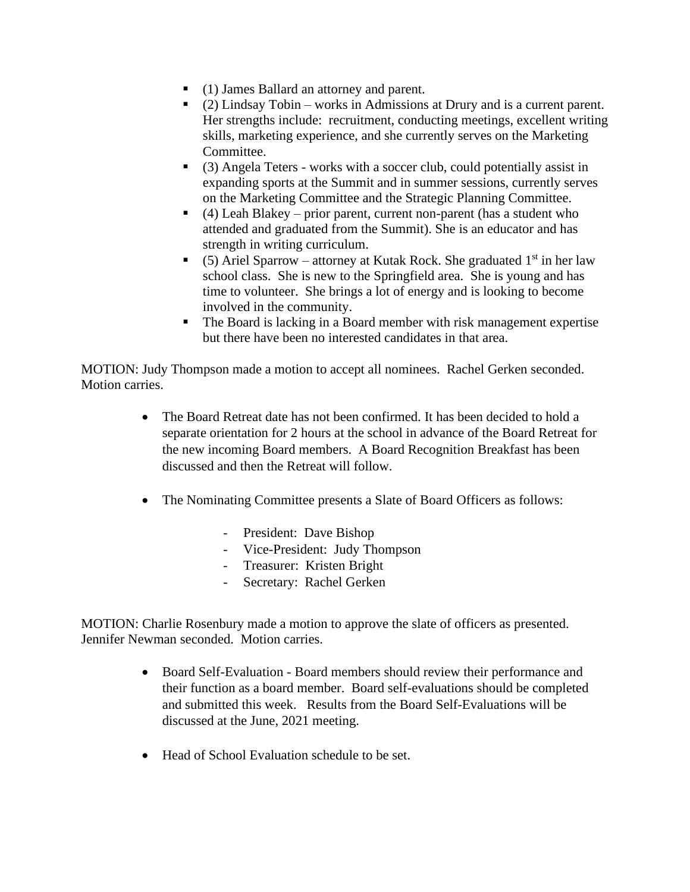- (1) James Ballard an attorney and parent.
- (2) Lindsay Tobin – works in Admissions at Drury and is a current parent. Her strengths include: recruitment, conducting meetings, excellent writing skills, marketing experience, and she currently serves on the Marketing Committee.
- (3) Angela Teters - works with a soccer club, could potentially assist in expanding sports at the Summit and in summer sessions, currently serves on the Marketing Committee and the Strategic Planning Committee.
- (4) Leah Blakey – prior parent, current non-parent (has a student who attended and graduated from the Summit). She is an educator and has strength in writing curriculum.
- (5) Ariel Sparrow – attorney at Kutak Rock. She graduated 1st in her law school class. She is new to the Springfield area. She is young and has time to volunteer. She brings a lot of energy and is looking to become involved in the community.
- The Board is lacking in a Board member with risk management expertise but there have been no interested candidates in that area.

MOTION: Judy Thompson made a motion to accept all nominees. Rachel Gerken seconded. Motion carries.

- The Board Retreat date has not been confirmed. It has been decided to hold a separate orientation for 2 hours at the school in advance of the Board Retreat for the new incoming Board members. A Board Recognition Breakfast has been discussed and then the Retreat will follow.

- The Nominating Committee presents a Slate of Board Officers as follows:

  - President: Dave Bishop
  - Vice-President: Judy Thompson
  - Treasurer: Kristen Bright
  - Secretary: Rachel Gerken

MOTION: Charlie Rosenbury made a motion to approve the slate of officers as presented. Jennifer Newman seconded. Motion carries.

- Board Self-Evaluation - Board members should review their performance and their function as a board member. Board self-evaluations should be completed and submitted this week. Results from the Board Self-Evaluations will be discussed at the June, 2021 meeting.

- Head of School Evaluation schedule to be set.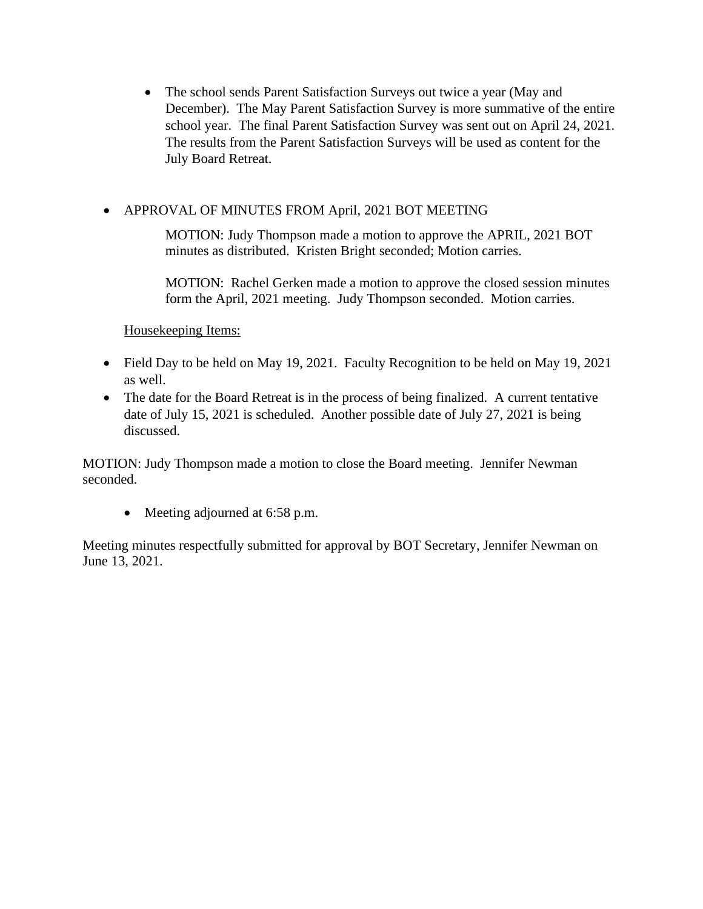- The school sends Parent Satisfaction Surveys out twice a year (May and December). The May Parent Satisfaction Survey is more summative of the entire school year. The final Parent Satisfaction Survey was sent out on April 24, 2021. The results from the Parent Satisfaction Surveys will be used as content for the July Board Retreat.

- APPROVAL OF MINUTES FROM April, 2021 BOT MEETING

  MOTION: Judy Thompson made a motion to approve the APRIL, 2021 BOT minutes as distributed. Kristen Bright seconded; Motion carries.

  MOTION: Rachel Gerken made a motion to approve the closed session minutes form the April, 2021 meeting. Judy Thompson seconded. Motion carries.

  <u>Housekeeping Items:</u>

- Field Day to be held on May 19, 2021. Faculty Recognition to be held on May 19, 2021 as well.
- The date for the Board Retreat is in the process of being finalized. A current tentative date of July 15, 2021 is scheduled. Another possible date of July 27, 2021 is being discussed.

MOTION: Judy Thompson made a motion to close the Board meeting. Jennifer Newman seconded.

- Meeting adjourned at 6:58 p.m.

Meeting minutes respectfully submitted for approval by BOT Secretary, Jennifer Newman on June 13, 2021.